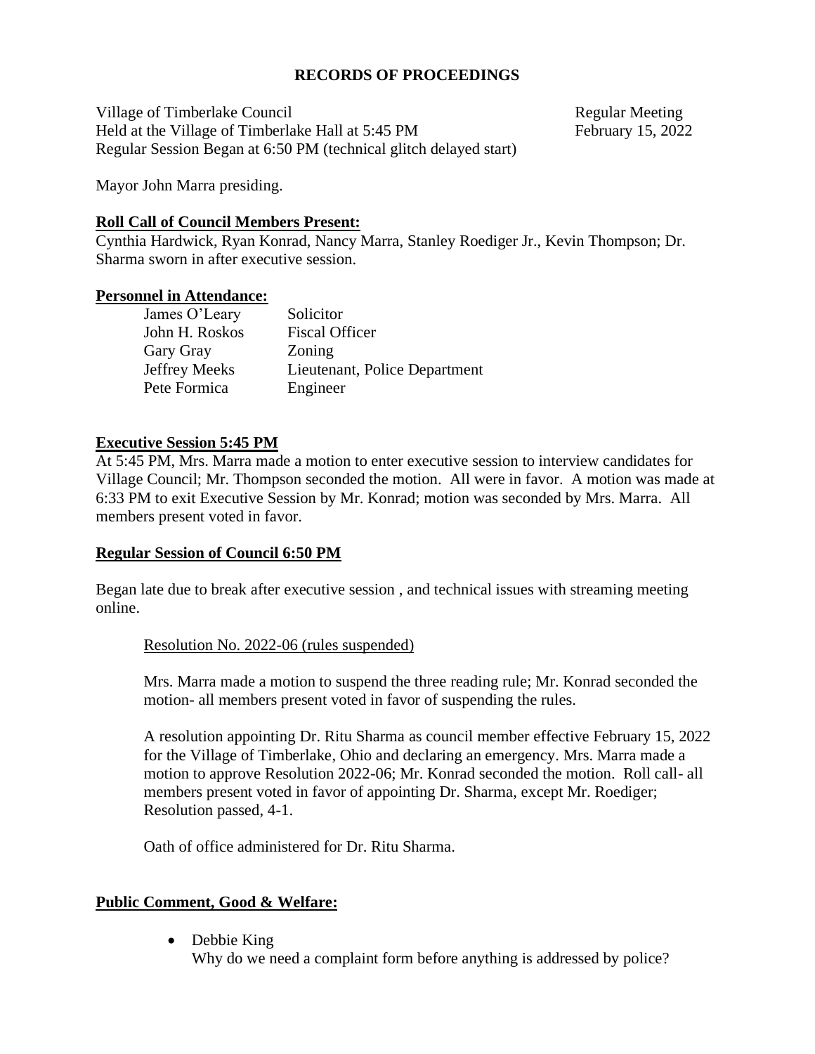# RECORDS OF PROCEEDINGS

Village of Timberlake Council
Held at the Village of Timberlake Hall at 5:45 PM
Regular Session Began at 6:50 PM (technical glitch delayed start)

Regular Meeting
February 15, 2022

Mayor John Marra presiding.

## Roll Call of Council Members Present:

Cynthia Hardwick, Ryan Konrad, Nancy Marra, Stanley Roediger Jr., Kevin Thompson; Dr. Sharma sworn in after executive session.

## Personnel in Attendance:

| | |
|---|---|
| James O'Leary | Solicitor |
| John H. Roskos | Fiscal Officer |
| Gary Gray | Zoning |
| Jeffrey Meeks | Lieutenant, Police Department |
| Pete Formica | Engineer |

## Executive Session 5:45 PM

At 5:45 PM, Mrs. Marra made a motion to enter executive session to interview candidates for Village Council; Mr. Thompson seconded the motion. All were in favor. A motion was made at 6:33 PM to exit Executive Session by Mr. Konrad; motion was seconded by Mrs. Marra. All members present voted in favor.

## Regular Session of Council 6:50 PM

Began late due to break after executive session , and technical issues with streaming meeting online.

Resolution No. 2022-06 (rules suspended)

Mrs. Marra made a motion to suspend the three reading rule; Mr. Konrad seconded the motion- all members present voted in favor of suspending the rules.

A resolution appointing Dr. Ritu Sharma as council member effective February 15, 2022 for the Village of Timberlake, Ohio and declaring an emergency. Mrs. Marra made a motion to approve Resolution 2022-06; Mr. Konrad seconded the motion. Roll call- all members present voted in favor of appointing Dr. Sharma, except Mr. Roediger; Resolution passed, 4-1.

Oath of office administered for Dr. Ritu Sharma.

## Public Comment, Good & Welfare:

- Debbie King
  Why do we need a complaint form before anything is addressed by police?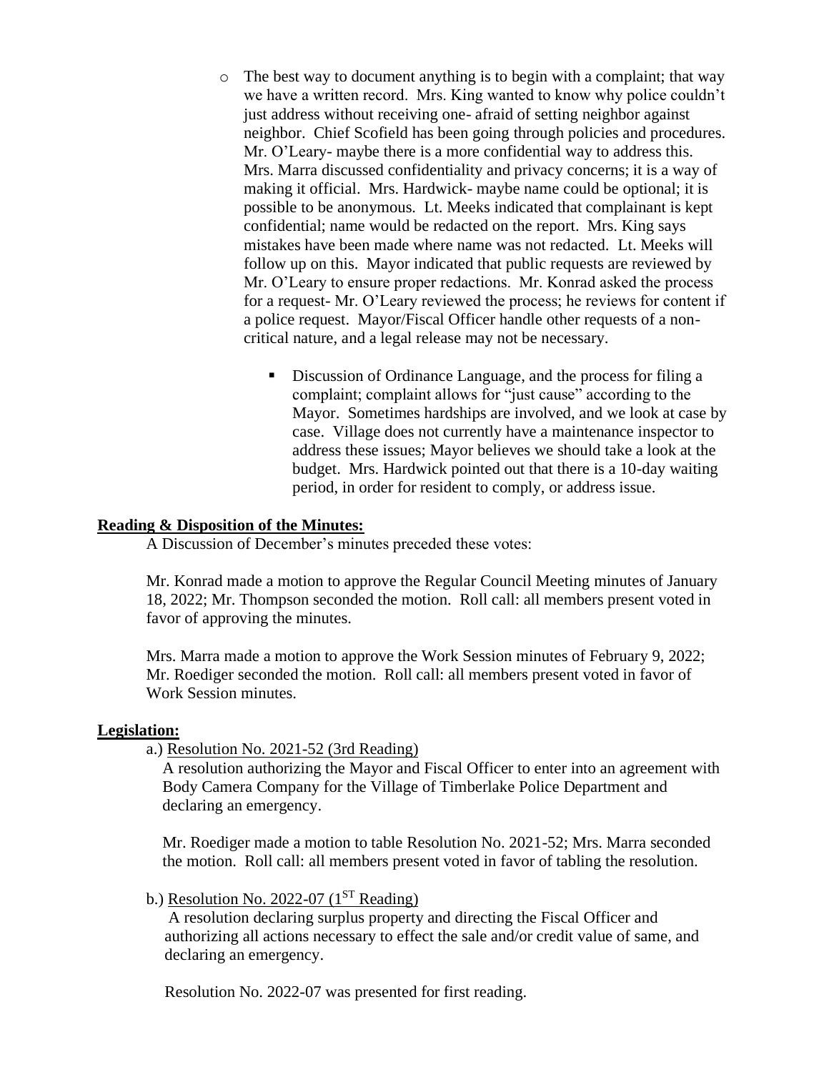- The best way to document anything is to begin with a complaint; that way we have a written record. Mrs. King wanted to know why police couldn't just address without receiving one- afraid of setting neighbor against neighbor. Chief Scofield has been going through policies and procedures. Mr. O'Leary- maybe there is a more confidential way to address this. Mrs. Marra discussed confidentiality and privacy concerns; it is a way of making it official. Mrs. Hardwick- maybe name could be optional; it is possible to be anonymous. Lt. Meeks indicated that complainant is kept confidential; name would be redacted on the report. Mrs. King says mistakes have been made where name was not redacted. Lt. Meeks will follow up on this. Mayor indicated that public requests are reviewed by Mr. O'Leary to ensure proper redactions. Mr. Konrad asked the process for a request- Mr. O'Leary reviewed the process; he reviews for content if a police request. Mayor/Fiscal Officer handle other requests of a non-critical nature, and a legal release may not be necessary.
  - Discussion of Ordinance Language, and the process for filing a complaint; complaint allows for "just cause" according to the Mayor. Sometimes hardships are involved, and we look at case by case. Village does not currently have a maintenance inspector to address these issues; Mayor believes we should take a look at the budget. Mrs. Hardwick pointed out that there is a 10-day waiting period, in order for resident to comply, or address issue.

**Reading & Disposition of the Minutes:**

A Discussion of December's minutes preceded these votes:

Mr. Konrad made a motion to approve the Regular Council Meeting minutes of January 18, 2022; Mr. Thompson seconded the motion. Roll call: all members present voted in favor of approving the minutes.

Mrs. Marra made a motion to approve the Work Session minutes of February 9, 2022; Mr. Roediger seconded the motion. Roll call: all members present voted in favor of Work Session minutes.

**Legislation:**

a.) Resolution No. 2021-52 (3rd Reading)

A resolution authorizing the Mayor and Fiscal Officer to enter into an agreement with Body Camera Company for the Village of Timberlake Police Department and declaring an emergency.

Mr. Roediger made a motion to table Resolution No. 2021-52; Mrs. Marra seconded the motion. Roll call: all members present voted in favor of tabling the resolution.

b.) Resolution No. 2022-07 (1ST Reading)

A resolution declaring surplus property and directing the Fiscal Officer and authorizing all actions necessary to effect the sale and/or credit value of same, and declaring an emergency.

Resolution No. 2022-07 was presented for first reading.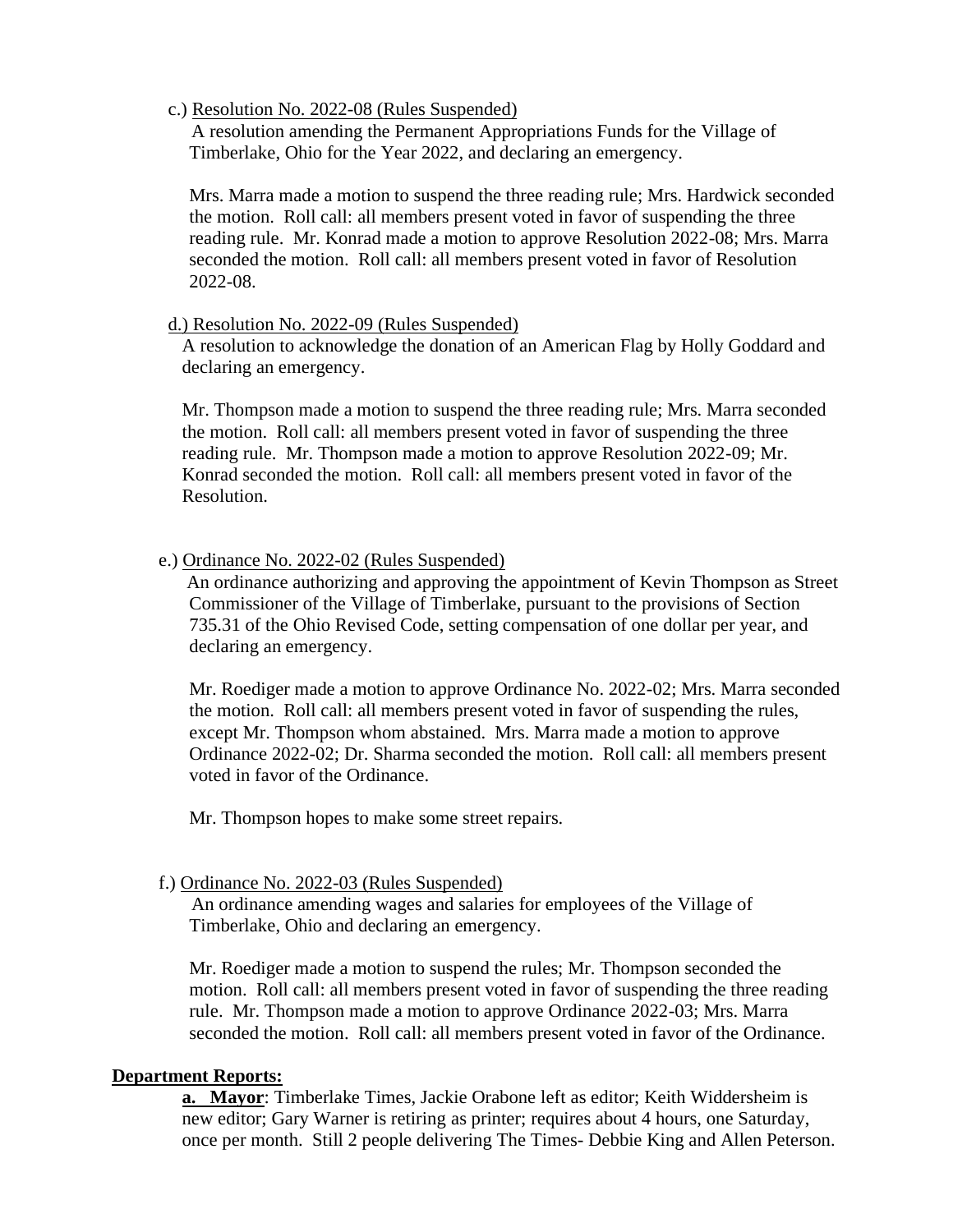c.) Resolution No. 2022-08 (Rules Suspended)

A resolution amending the Permanent Appropriations Funds for the Village of Timberlake, Ohio for the Year 2022, and declaring an emergency.

Mrs. Marra made a motion to suspend the three reading rule; Mrs. Hardwick seconded the motion. Roll call: all members present voted in favor of suspending the three reading rule. Mr. Konrad made a motion to approve Resolution 2022-08; Mrs. Marra seconded the motion. Roll call: all members present voted in favor of Resolution 2022-08.

d.) Resolution No. 2022-09 (Rules Suspended)

A resolution to acknowledge the donation of an American Flag by Holly Goddard and declaring an emergency.

Mr. Thompson made a motion to suspend the three reading rule; Mrs. Marra seconded the motion. Roll call: all members present voted in favor of suspending the three reading rule. Mr. Thompson made a motion to approve Resolution 2022-09; Mr. Konrad seconded the motion. Roll call: all members present voted in favor of the Resolution.

e.) Ordinance No. 2022-02 (Rules Suspended)

An ordinance authorizing and approving the appointment of Kevin Thompson as Street Commissioner of the Village of Timberlake, pursuant to the provisions of Section 735.31 of the Ohio Revised Code, setting compensation of one dollar per year, and declaring an emergency.

Mr. Roediger made a motion to approve Ordinance No. 2022-02; Mrs. Marra seconded the motion. Roll call: all members present voted in favor of suspending the rules, except Mr. Thompson whom abstained. Mrs. Marra made a motion to approve Ordinance 2022-02; Dr. Sharma seconded the motion. Roll call: all members present voted in favor of the Ordinance.

Mr. Thompson hopes to make some street repairs.

f.) Ordinance No. 2022-03 (Rules Suspended)

An ordinance amending wages and salaries for employees of the Village of Timberlake, Ohio and declaring an emergency.

Mr. Roediger made a motion to suspend the rules; Mr. Thompson seconded the motion. Roll call: all members present voted in favor of suspending the three reading rule. Mr. Thompson made a motion to approve Ordinance 2022-03; Mrs. Marra seconded the motion. Roll call: all members present voted in favor of the Ordinance.

**Department Reports:**

**a. Mayor**: Timberlake Times, Jackie Orabone left as editor; Keith Widdersheim is new editor; Gary Warner is retiring as printer; requires about 4 hours, one Saturday, once per month. Still 2 people delivering The Times- Debbie King and Allen Peterson.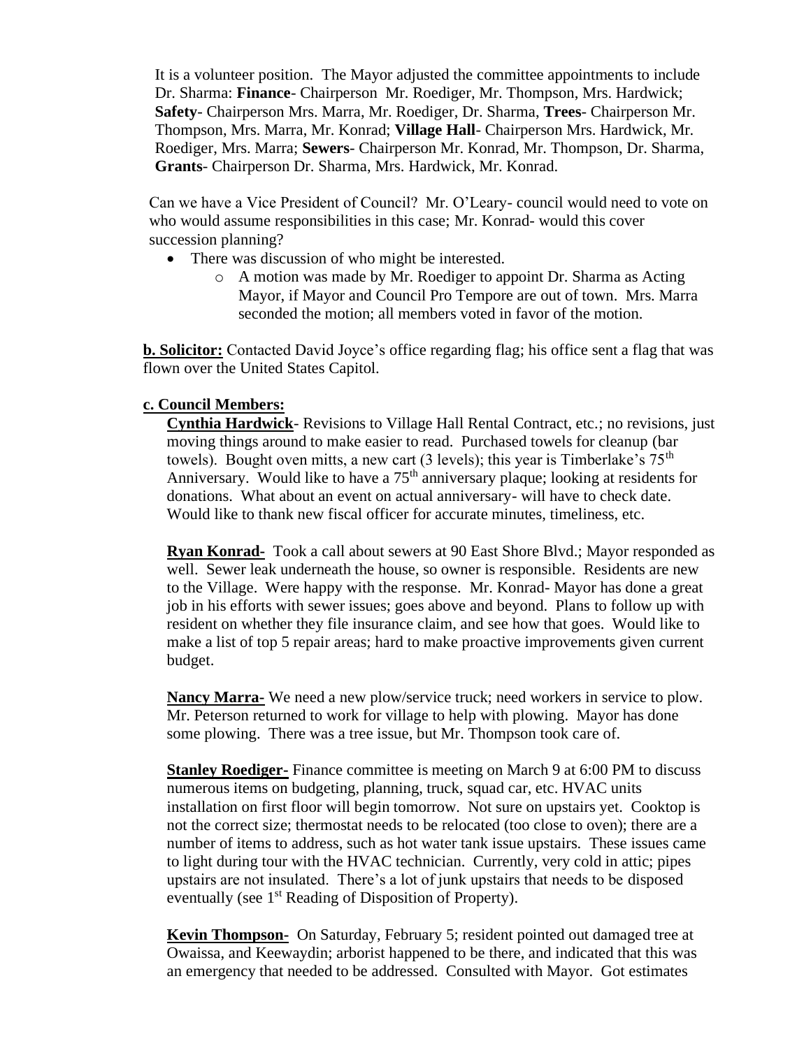It is a volunteer position. The Mayor adjusted the committee appointments to include Dr. Sharma: **Finance**- Chairperson Mr. Roediger, Mr. Thompson, Mrs. Hardwick; **Safety**- Chairperson Mrs. Marra, Mr. Roediger, Dr. Sharma, **Trees**- Chairperson Mr. Thompson, Mrs. Marra, Mr. Konrad; **Village Hall**- Chairperson Mrs. Hardwick, Mr. Roediger, Mrs. Marra; **Sewers**- Chairperson Mr. Konrad, Mr. Thompson, Dr. Sharma, **Grants**- Chairperson Dr. Sharma, Mrs. Hardwick, Mr. Konrad.

Can we have a Vice President of Council? Mr. O'Leary- council would need to vote on who would assume responsibilities in this case; Mr. Konrad- would this cover succession planning?

- There was discussion of who might be interested.
  - A motion was made by Mr. Roediger to appoint Dr. Sharma as Acting Mayor, if Mayor and Council Pro Tempore are out of town. Mrs. Marra seconded the motion; all members voted in favor of the motion.

**b. Solicitor:** Contacted David Joyce's office regarding flag; his office sent a flag that was flown over the United States Capitol.

**c. Council Members:**

**Cynthia Hardwick**- Revisions to Village Hall Rental Contract, etc.; no revisions, just moving things around to make easier to read. Purchased towels for cleanup (bar towels). Bought oven mitts, a new cart (3 levels); this year is Timberlake's 75th Anniversary. Would like to have a 75th anniversary plaque; looking at residents for donations. What about an event on actual anniversary- will have to check date. Would like to thank new fiscal officer for accurate minutes, timeliness, etc.

**Ryan Konrad-** Took a call about sewers at 90 East Shore Blvd.; Mayor responded as well. Sewer leak underneath the house, so owner is responsible. Residents are new to the Village. Were happy with the response. Mr. Konrad- Mayor has done a great job in his efforts with sewer issues; goes above and beyond. Plans to follow up with resident on whether they file insurance claim, and see how that goes. Would like to make a list of top 5 repair areas; hard to make proactive improvements given current budget.

**Nancy Marra-** We need a new plow/service truck; need workers in service to plow. Mr. Peterson returned to work for village to help with plowing. Mayor has done some plowing. There was a tree issue, but Mr. Thompson took care of.

**Stanley Roediger-** Finance committee is meeting on March 9 at 6:00 PM to discuss numerous items on budgeting, planning, truck, squad car, etc. HVAC units installation on first floor will begin tomorrow. Not sure on upstairs yet. Cooktop is not the correct size; thermostat needs to be relocated (too close to oven); there are a number of items to address, such as hot water tank issue upstairs. These issues came to light during tour with the HVAC technician. Currently, very cold in attic; pipes upstairs are not insulated. There's a lot of junk upstairs that needs to be disposed eventually (see 1st Reading of Disposition of Property).

**Kevin Thompson-** On Saturday, February 5; resident pointed out damaged tree at Owaissa, and Keewaydin; arborist happened to be there, and indicated that this was an emergency that needed to be addressed. Consulted with Mayor. Got estimates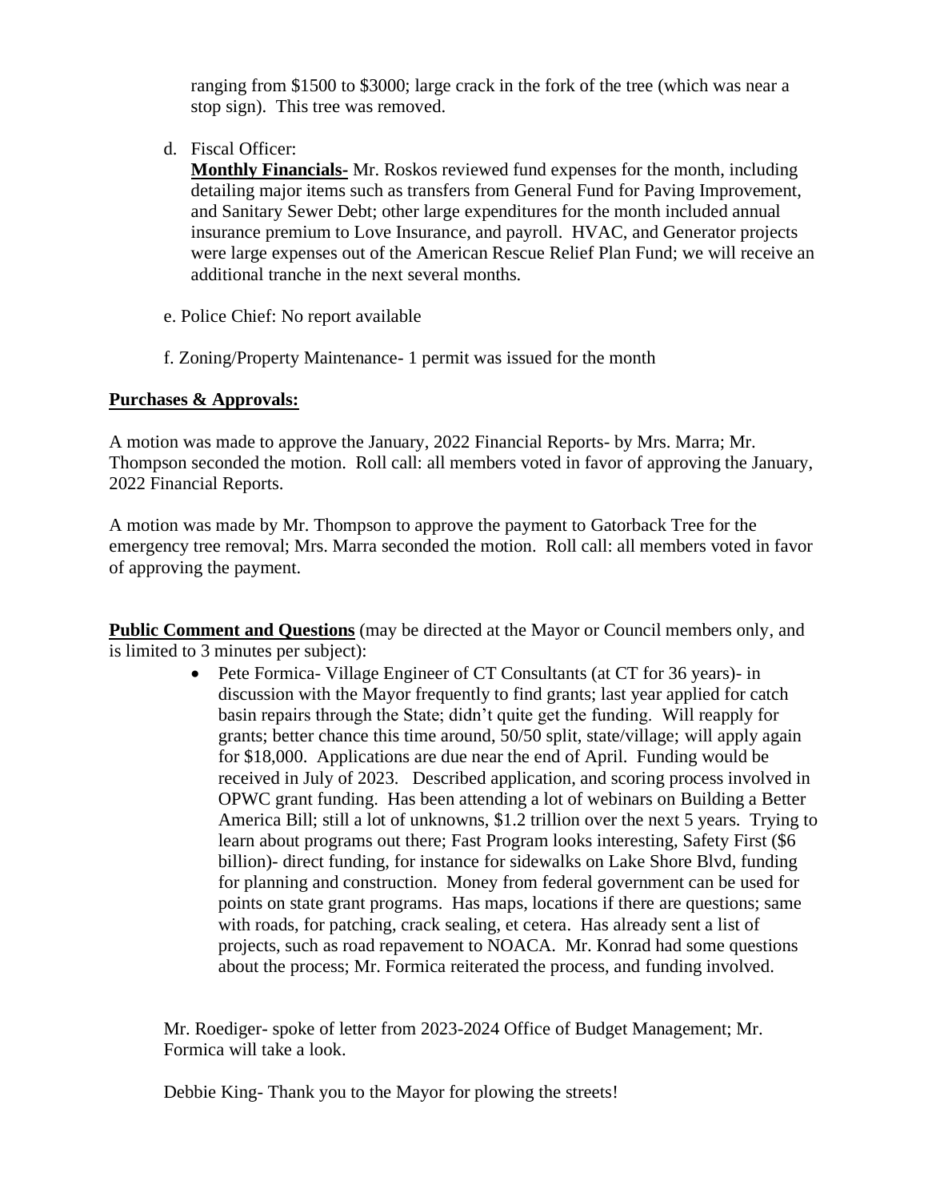ranging from $1500 to $3000; large crack in the fork of the tree (which was near a stop sign). This tree was removed.

d. Fiscal Officer:
**Monthly Financials-** Mr. Roskos reviewed fund expenses for the month, including detailing major items such as transfers from General Fund for Paving Improvement, and Sanitary Sewer Debt; other large expenditures for the month included annual insurance premium to Love Insurance, and payroll. HVAC, and Generator projects were large expenses out of the American Rescue Relief Plan Fund; we will receive an additional tranche in the next several months.

e. Police Chief: No report available

f. Zoning/Property Maintenance- 1 permit was issued for the month

**Purchases & Approvals:**

A motion was made to approve the January, 2022 Financial Reports- by Mrs. Marra; Mr. Thompson seconded the motion. Roll call: all members voted in favor of approving the January, 2022 Financial Reports.

A motion was made by Mr. Thompson to approve the payment to Gatorback Tree for the emergency tree removal; Mrs. Marra seconded the motion. Roll call: all members voted in favor of approving the payment.

**Public Comment and Questions** (may be directed at the Mayor or Council members only, and is limited to 3 minutes per subject):

- Pete Formica- Village Engineer of CT Consultants (at CT for 36 years)- in discussion with the Mayor frequently to find grants; last year applied for catch basin repairs through the State; didn't quite get the funding. Will reapply for grants; better chance this time around, 50/50 split, state/village; will apply again for $18,000. Applications are due near the end of April. Funding would be received in July of 2023. Described application, and scoring process involved in OPWC grant funding. Has been attending a lot of webinars on Building a Better America Bill; still a lot of unknowns, $1.2 trillion over the next 5 years. Trying to learn about programs out there; Fast Program looks interesting, Safety First ($6 billion)- direct funding, for instance for sidewalks on Lake Shore Blvd, funding for planning and construction. Money from federal government can be used for points on state grant programs. Has maps, locations if there are questions; same with roads, for patching, crack sealing, et cetera. Has already sent a list of projects, such as road repavement to NOACA. Mr. Konrad had some questions about the process; Mr. Formica reiterated the process, and funding involved.

Mr. Roediger- spoke of letter from 2023-2024 Office of Budget Management; Mr. Formica will take a look.

Debbie King- Thank you to the Mayor for plowing the streets!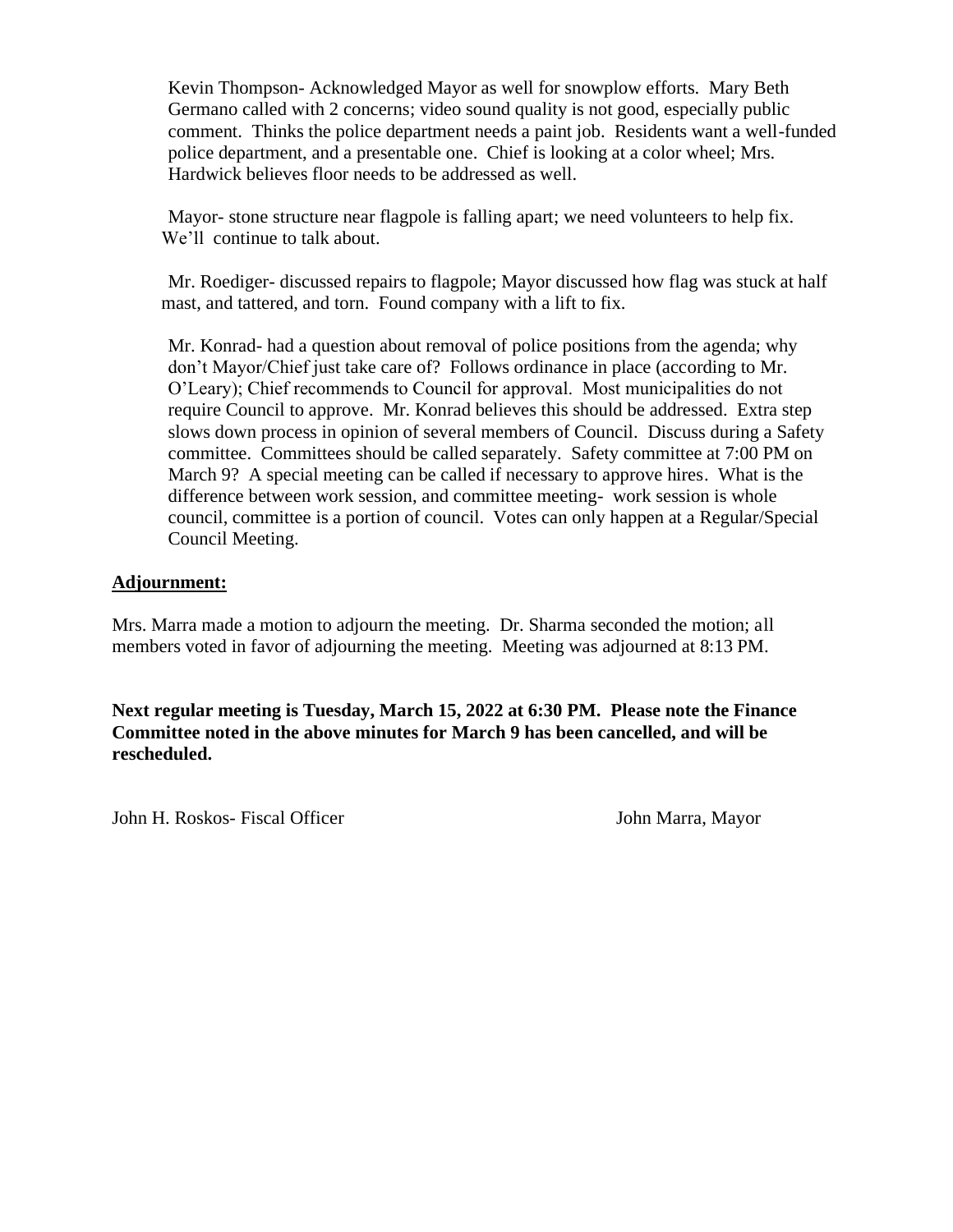Kevin Thompson- Acknowledged Mayor as well for snowplow efforts. Mary Beth Germano called with 2 concerns; video sound quality is not good, especially public comment. Thinks the police department needs a paint job. Residents want a well-funded police department, and a presentable one. Chief is looking at a color wheel; Mrs. Hardwick believes floor needs to be addressed as well.

Mayor- stone structure near flagpole is falling apart; we need volunteers to help fix. We'll continue to talk about.

Mr. Roediger- discussed repairs to flagpole; Mayor discussed how flag was stuck at half mast, and tattered, and torn. Found company with a lift to fix.

Mr. Konrad- had a question about removal of police positions from the agenda; why don't Mayor/Chief just take care of? Follows ordinance in place (according to Mr. O'Leary); Chief recommends to Council for approval. Most municipalities do not require Council to approve. Mr. Konrad believes this should be addressed. Extra step slows down process in opinion of several members of Council. Discuss during a Safety committee. Committees should be called separately. Safety committee at 7:00 PM on March 9? A special meeting can be called if necessary to approve hires. What is the difference between work session, and committee meeting- work session is whole council, committee is a portion of council. Votes can only happen at a Regular/Special Council Meeting.

**Adjournment:**

Mrs. Marra made a motion to adjourn the meeting. Dr. Sharma seconded the motion; all members voted in favor of adjourning the meeting. Meeting was adjourned at 8:13 PM.

**Next regular meeting is Tuesday, March 15, 2022 at 6:30 PM. Please note the Finance Committee noted in the above minutes for March 9 has been cancelled, and will be rescheduled.**

John H. Roskos- Fiscal Officer

John Marra, Mayor